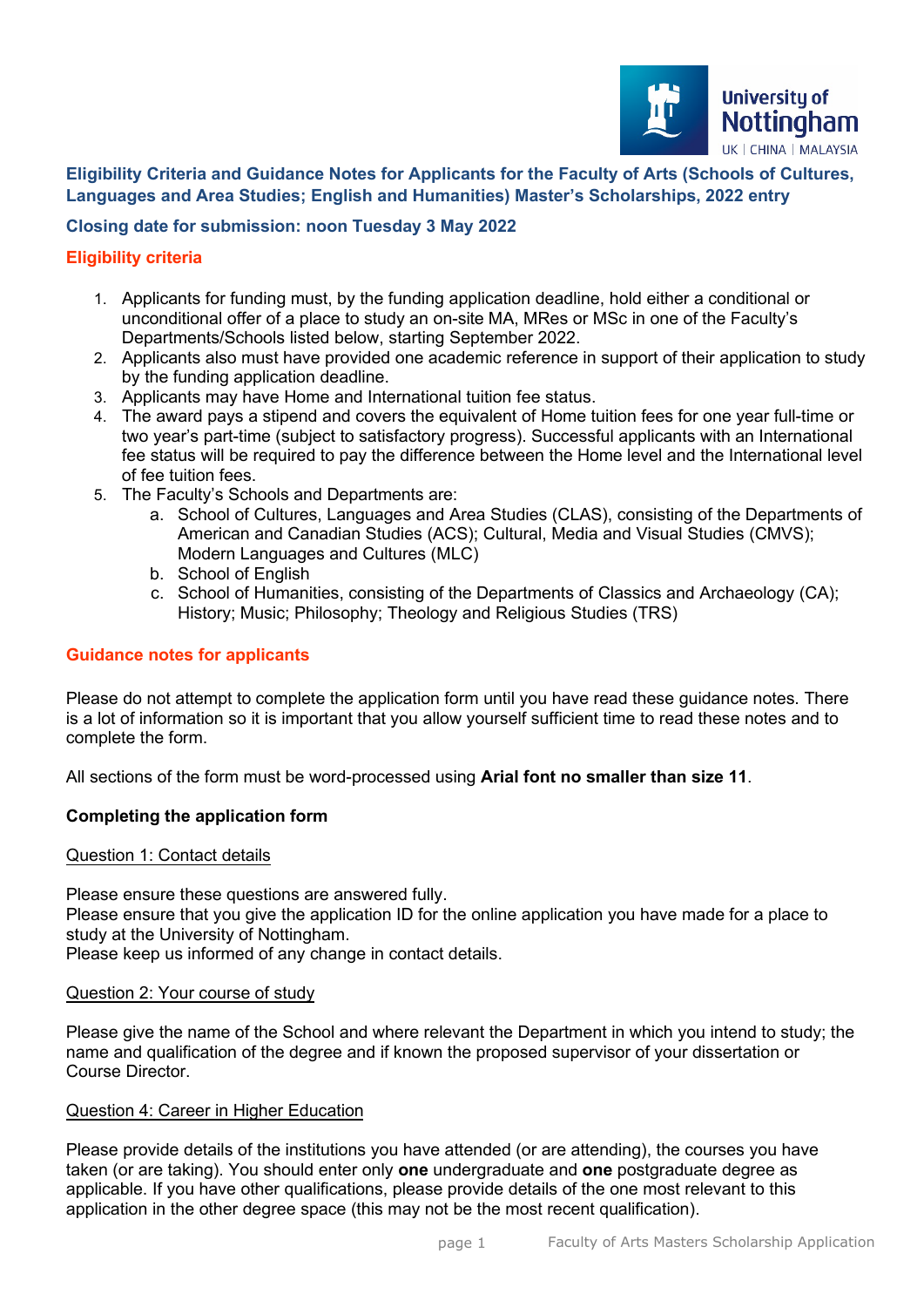# Eligibility Criteria and Guidance Notes for Applicants for the Faculty of Arts (Schools of Cultures, Languages and Area Studies; English and Humanities) Master's Scholarships, 2022 entry

**Closing date for submission: noon Tuesday 3 May 2022**

## Eligibility criteria

1. Applicants for funding must, by the funding application deadline, hold either a conditional or unconditional offer of a place to study an on-site MA, MRes or MSc in one of the Faculty's Departments/Schools listed below, starting September 2022.
2. Applicants also must have provided one academic reference in support of their application to study by the funding application deadline.
3. Applicants may have Home and International tuition fee status.
4. The award pays a stipend and covers the equivalent of Home tuition fees for one year full-time or two year's part-time (subject to satisfactory progress). Successful applicants with an International fee status will be required to pay the difference between the Home level and the International level of fee tuition fees.
5. The Faculty's Schools and Departments are:
   a. School of Cultures, Languages and Area Studies (CLAS), consisting of the Departments of American and Canadian Studies (ACS); Cultural, Media and Visual Studies (CMVS); Modern Languages and Cultures (MLC)
   b. School of English
   c. School of Humanities, consisting of the Departments of Classics and Archaeology (CA); History; Music; Philosophy; Theology and Religious Studies (TRS)

## Guidance notes for applicants

Please do not attempt to complete the application form until you have read these guidance notes. There is a lot of information so it is important that you allow yourself sufficient time to read these notes and to complete the form.

All sections of the form must be word-processed using **Arial font no smaller than size 11**.

### Completing the application form

Question 1: Contact details

Please ensure these questions are answered fully.
Please ensure that you give the application ID for the online application you have made for a place to study at the University of Nottingham.
Please keep us informed of any change in contact details.

Question 2: Your course of study

Please give the name of the School and where relevant the Department in which you intend to study; the name and qualification of the degree and if known the proposed supervisor of your dissertation or Course Director.

Question 4: Career in Higher Education

Please provide details of the institutions you have attended (or are attending), the courses you have taken (or are taking). You should enter only **one** undergraduate and **one** postgraduate degree as applicable. If you have other qualifications, please provide details of the one most relevant to this application in the other degree space (this may not be the most recent qualification).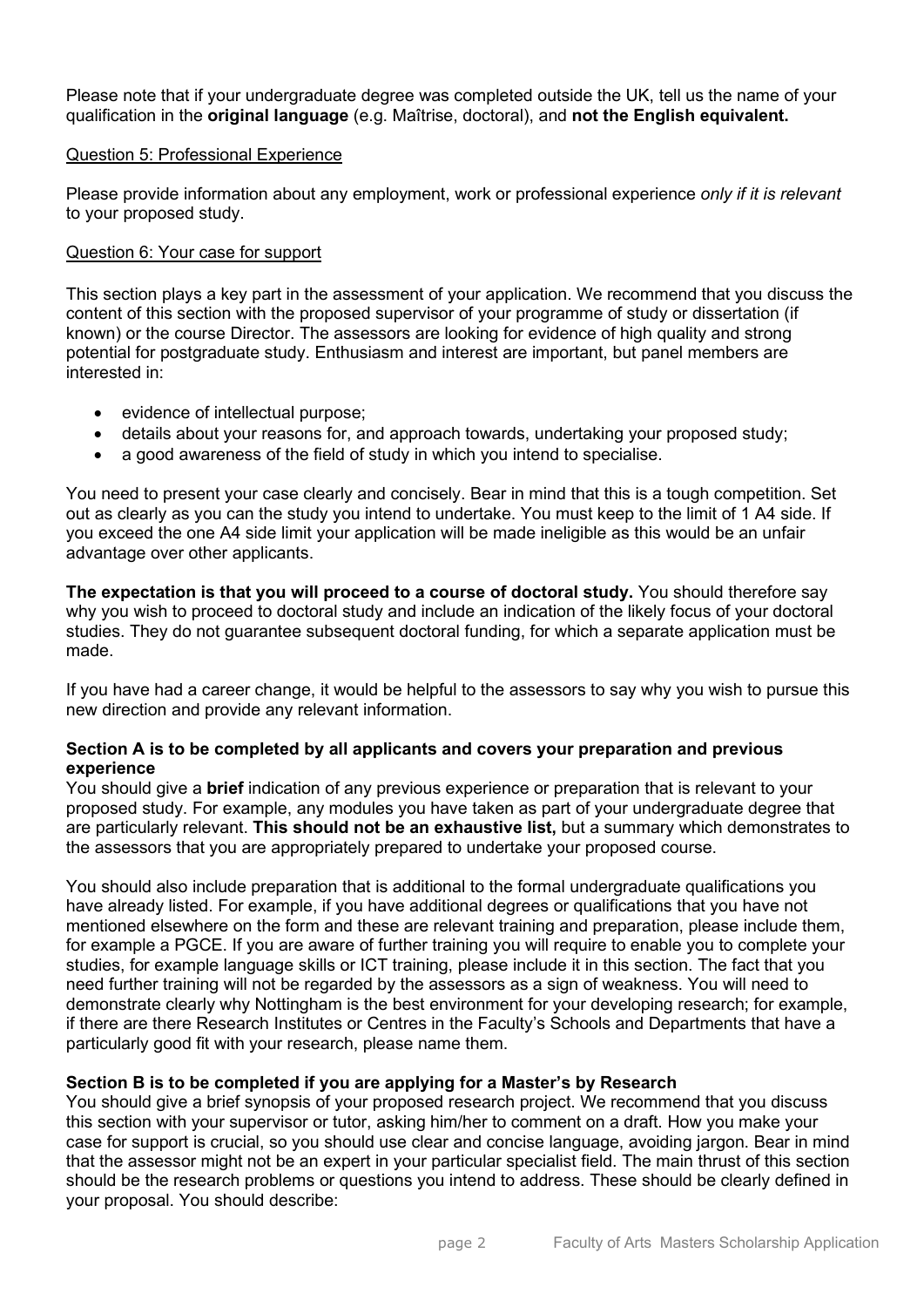Please note that if your undergraduate degree was completed outside the UK, tell us the name of your qualification in the **original language** (e.g. Maîtrise, doctoral), and **not the English equivalent.**

Question 5: Professional Experience

Please provide information about any employment, work or professional experience *only if it is relevant* to your proposed study.

Question 6: Your case for support

This section plays a key part in the assessment of your application. We recommend that you discuss the content of this section with the proposed supervisor of your programme of study or dissertation (if known) or the course Director. The assessors are looking for evidence of high quality and strong potential for postgraduate study. Enthusiasm and interest are important, but panel members are interested in:

- evidence of intellectual purpose;
- details about your reasons for, and approach towards, undertaking your proposed study;
- a good awareness of the field of study in which you intend to specialise.

You need to present your case clearly and concisely. Bear in mind that this is a tough competition. Set out as clearly as you can the study you intend to undertake. You must keep to the limit of 1 A4 side. If you exceed the one A4 side limit your application will be made ineligible as this would be an unfair advantage over other applicants.

**The expectation is that you will proceed to a course of doctoral study.** You should therefore say why you wish to proceed to doctoral study and include an indication of the likely focus of your doctoral studies. They do not guarantee subsequent doctoral funding, for which a separate application must be made.

If you have had a career change, it would be helpful to the assessors to say why you wish to pursue this new direction and provide any relevant information.

**Section A is to be completed by all applicants and covers your preparation and previous experience**

You should give a **brief** indication of any previous experience or preparation that is relevant to your proposed study. For example, any modules you have taken as part of your undergraduate degree that are particularly relevant. **This should not be an exhaustive list,** but a summary which demonstrates to the assessors that you are appropriately prepared to undertake your proposed course.

You should also include preparation that is additional to the formal undergraduate qualifications you have already listed. For example, if you have additional degrees or qualifications that you have not mentioned elsewhere on the form and these are relevant training and preparation, please include them, for example a PGCE. If you are aware of further training you will require to enable you to complete your studies, for example language skills or ICT training, please include it in this section. The fact that you need further training will not be regarded by the assessors as a sign of weakness. You will need to demonstrate clearly why Nottingham is the best environment for your developing research; for example, if there are there Research Institutes or Centres in the Faculty's Schools and Departments that have a particularly good fit with your research, please name them.

**Section B is to be completed if you are applying for a Master's by Research**

You should give a brief synopsis of your proposed research project. We recommend that you discuss this section with your supervisor or tutor, asking him/her to comment on a draft. How you make your case for support is crucial, so you should use clear and concise language, avoiding jargon. Bear in mind that the assessor might not be an expert in your particular specialist field. The main thrust of this section should be the research problems or questions you intend to address. These should be clearly defined in your proposal. You should describe: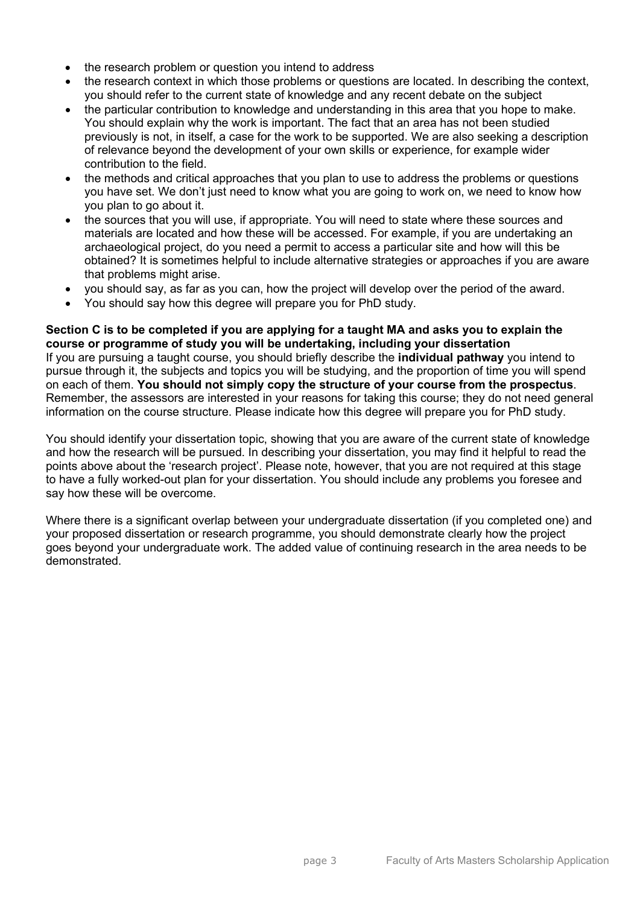- the research problem or question you intend to address
- the research context in which those problems or questions are located. In describing the context, you should refer to the current state of knowledge and any recent debate on the subject
- the particular contribution to knowledge and understanding in this area that you hope to make. You should explain why the work is important. The fact that an area has not been studied previously is not, in itself, a case for the work to be supported. We are also seeking a description of relevance beyond the development of your own skills or experience, for example wider contribution to the field.
- the methods and critical approaches that you plan to use to address the problems or questions you have set. We don't just need to know what you are going to work on, we need to know how you plan to go about it.
- the sources that you will use, if appropriate. You will need to state where these sources and materials are located and how these will be accessed. For example, if you are undertaking an archaeological project, do you need a permit to access a particular site and how will this be obtained? It is sometimes helpful to include alternative strategies or approaches if you are aware that problems might arise.
- you should say, as far as you can, how the project will develop over the period of the award.
- You should say how this degree will prepare you for PhD study.

**Section C is to be completed if you are applying for a taught MA and asks you to explain the course or programme of study you will be undertaking, including your dissertation**

If you are pursuing a taught course, you should briefly describe the **individual pathway** you intend to pursue through it, the subjects and topics you will be studying, and the proportion of time you will spend on each of them. **You should not simply copy the structure of your course from the prospectus**. Remember, the assessors are interested in your reasons for taking this course; they do not need general information on the course structure. Please indicate how this degree will prepare you for PhD study.

You should identify your dissertation topic, showing that you are aware of the current state of knowledge and how the research will be pursued. In describing your dissertation, you may find it helpful to read the points above about the 'research project'. Please note, however, that you are not required at this stage to have a fully worked-out plan for your dissertation. You should include any problems you foresee and say how these will be overcome.

Where there is a significant overlap between your undergraduate dissertation (if you completed one) and your proposed dissertation or research programme, you should demonstrate clearly how the project goes beyond your undergraduate work. The added value of continuing research in the area needs to be demonstrated.